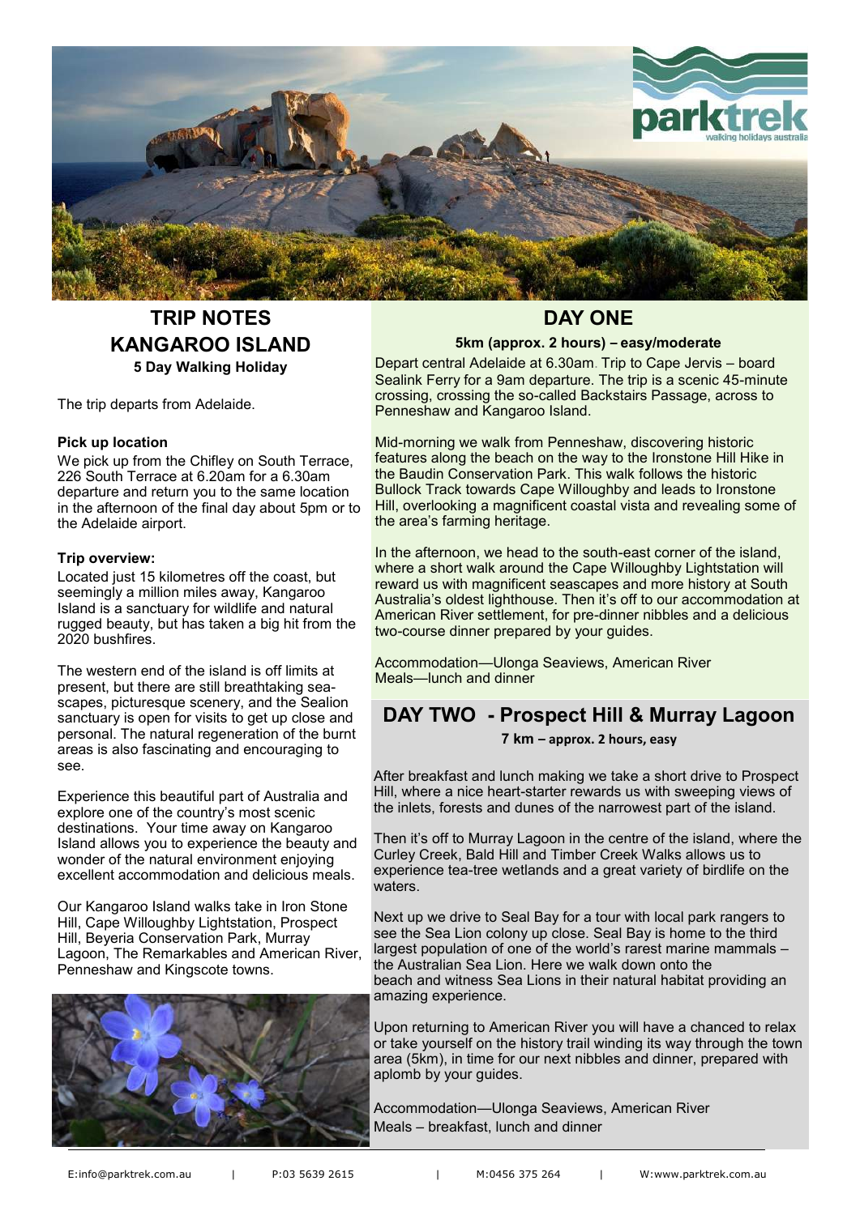# TRIP NOTES KANGAROO ISLAND

**5 Day Walking Holiday**

The trip departs from Adelaide.

### Pick up location

We pick up from the Chifley on South Terrace, 226 South Terrace at 6.20am for a 6.30am departure and return you to the same location in the afternoon of the final day about 5pm or to the Adelaide airport.

### Trip overview:

Located just 15 kilometres off the coast, but seemingly a million miles away, Kangaroo Island is a sanctuary for wildlife and natural rugged beauty, but has taken a big hit from the 2020 bushfires.

The western end of the island is off limits at present, but there are still breathtaking sea-scapes, picturesque scenery, and the Sealion sanctuary is open for visits to get up close and personal. The natural regeneration of the burnt areas is also fascinating and encouraging to see.

Experience this beautiful part of Australia and explore one of the country's most scenic destinations. Your time away on Kangaroo Island allows you to experience the beauty and wonder of the natural environment enjoying excellent accommodation and delicious meals.

Our Kangaroo Island walks take in Iron Stone Hill, Cape Willoughby Lightstation, Prospect Hill, Beyeria Conservation Park, Murray Lagoon, The Remarkables and American River, Penneshaw and Kingscote towns.

## DAY ONE

**5km (approx. 2 hours) – easy/moderate**

Depart central Adelaide at 6.30am. Trip to Cape Jervis – board Sealink Ferry for a 9am departure. The trip is a scenic 45-minute crossing, crossing the so-called Backstairs Passage, across to Penneshaw and Kangaroo Island.

Mid-morning we walk from Penneshaw, discovering historic features along the beach on the way to the Ironstone Hill Hike in the Baudin Conservation Park. This walk follows the historic Bullock Track towards Cape Willoughby and leads to Ironstone Hill, overlooking a magnificent coastal vista and revealing some of the area's farming heritage.

In the afternoon, we head to the south-east corner of the island, where a short walk around the Cape Willoughby Lightstation will reward us with magnificent seascapes and more history at South Australia's oldest lighthouse. Then it's off to our accommodation at American River settlement, for pre-dinner nibbles and a delicious two-course dinner prepared by your guides.

Accommodation—Ulonga Seaviews, American River
Meals—lunch and dinner

## DAY TWO - Prospect Hill & Murray Lagoon

**7 km – approx. 2 hours, easy**

After breakfast and lunch making we take a short drive to Prospect Hill, where a nice heart-starter rewards us with sweeping views of the inlets, forests and dunes of the narrowest part of the island.

Then it's off to Murray Lagoon in the centre of the island, where the Curley Creek, Bald Hill and Timber Creek Walks allows us to experience tea-tree wetlands and a great variety of birdlife on the waters.

Next up we drive to Seal Bay for a tour with local park rangers to see the Sea Lion colony up close. Seal Bay is home to the third largest population of one of the world's rarest marine mammals – the Australian Sea Lion. Here we walk down onto the beach and witness Sea Lions in their natural habitat providing an amazing experience.

Upon returning to American River you will have a chanced to relax or take yourself on the history trail winding its way through the town area (5km), in time for our next nibbles and dinner, prepared with aplomb by your guides.

Accommodation—Ulonga Seaviews, American River
Meals – breakfast, lunch and dinner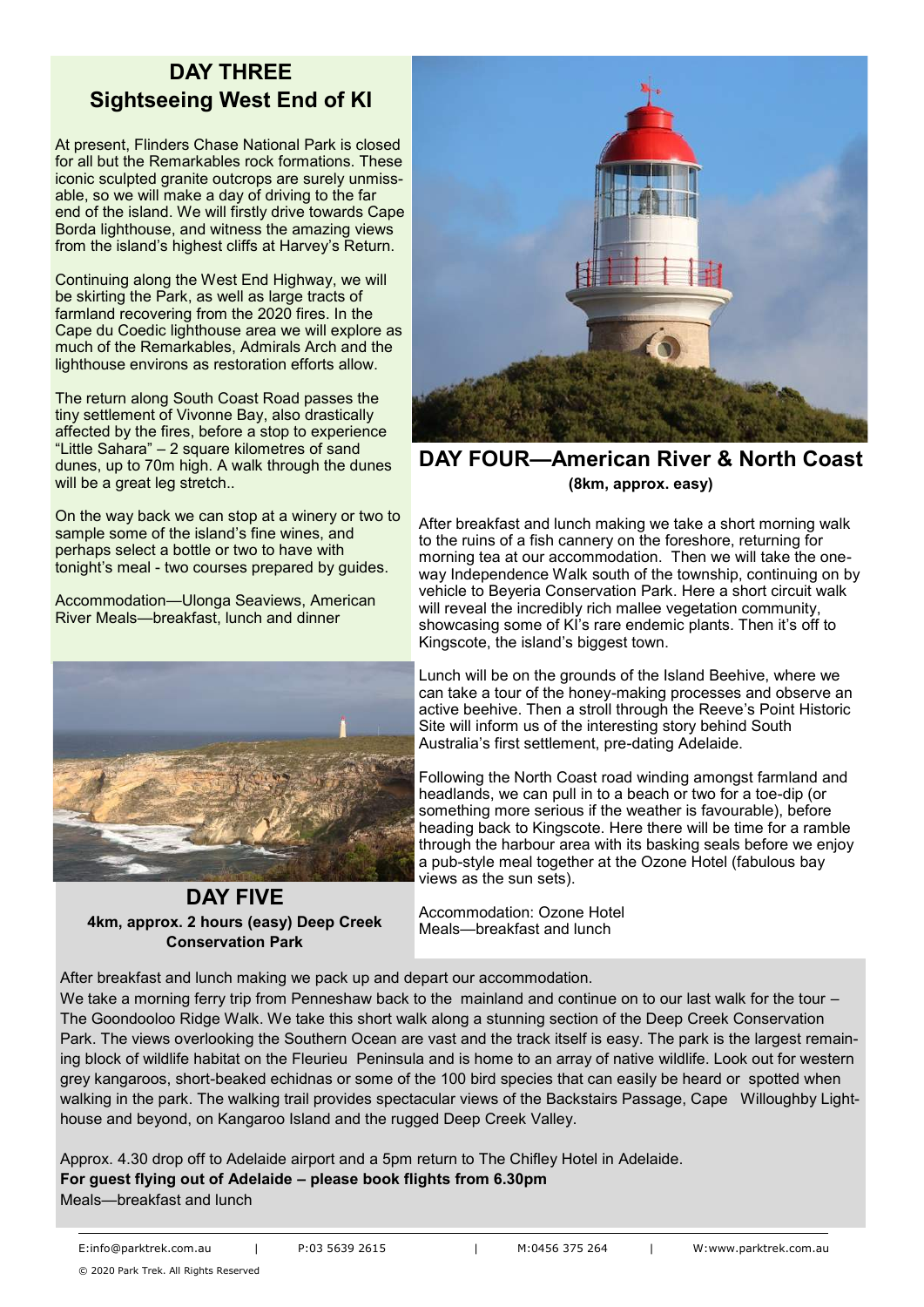## DAY THREE
## Sightseeing West End of KI

At present, Flinders Chase National Park is closed for all but the Remarkables rock formations. These iconic sculpted granite outcrops are surely unmissable, so we will make a day of driving to the far end of the island. We will firstly drive towards Cape Borda lighthouse, and witness the amazing views from the island's highest cliffs at Harvey's Return.

Continuing along the West End Highway, we will be skirting the Park, as well as large tracts of farmland recovering from the 2020 fires. In the Cape du Coedic lighthouse area we will explore as much of the Remarkables, Admirals Arch and the lighthouse environs as restoration efforts allow.

The return along South Coast Road passes the tiny settlement of Vivonne Bay, also drastically affected by the fires, before a stop to experience "Little Sahara" – 2 square kilometres of sand dunes, up to 70m high. A walk through the dunes will be a great leg stretch..

On the way back we can stop at a winery or two to sample some of the island's fine wines, and perhaps select a bottle or two to have with tonight's meal - two courses prepared by guides.

Accommodation—Ulonga Seaviews, American River Meals—breakfast, lunch and dinner

## DAY FOUR—American River & North Coast

**(8km, approx. easy)**

After breakfast and lunch making we take a short morning walk to the ruins of a fish cannery on the foreshore, returning for morning tea at our accommodation. Then we will take the one-way Independence Walk south of the township, continuing on by vehicle to Beyeria Conservation Park. Here a short circuit walk will reveal the incredibly rich mallee vegetation community, showcasing some of KI's rare endemic plants. Then it's off to Kingscote, the island's biggest town.

Lunch will be on the grounds of the Island Beehive, where we can take a tour of the honey-making processes and observe an active beehive. Then a stroll through the Reeve's Point Historic Site will inform us of the interesting story behind South Australia's first settlement, pre-dating Adelaide.

Following the North Coast road winding amongst farmland and headlands, we can pull in to a beach or two for a toe-dip (or something more serious if the weather is favourable), before heading back to Kingscote. Here there will be time for a ramble through the harbour area with its basking seals before we enjoy a pub-style meal together at the Ozone Hotel (fabulous bay views as the sun sets).

Accommodation: Ozone Hotel
Meals—breakfast and lunch

## DAY FIVE

**4km, approx. 2 hours (easy) Deep Creek Conservation Park**

After breakfast and lunch making we pack up and depart our accommodation.
We take a morning ferry trip from Penneshaw back to the mainland and continue on to our last walk for the tour – The Goondooloo Ridge Walk. We take this short walk along a stunning section of the Deep Creek Conservation Park. The views overlooking the Southern Ocean are vast and the track itself is easy. The park is the largest remaining block of wildlife habitat on the Fleurieu Peninsula and is home to an array of native wildlife. Look out for western grey kangaroos, short-beaked echidnas or some of the 100 bird species that can easily be heard or spotted when walking in the park. The walking trail provides spectacular views of the Backstairs Passage, Cape Willoughby Lighthouse and beyond, on Kangaroo Island and the rugged Deep Creek Valley.

Approx. 4.30 drop off to Adelaide airport and a 5pm return to The Chifley Hotel in Adelaide.
**For guest flying out of Adelaide – please book flights from 6.30pm**
Meals—breakfast and lunch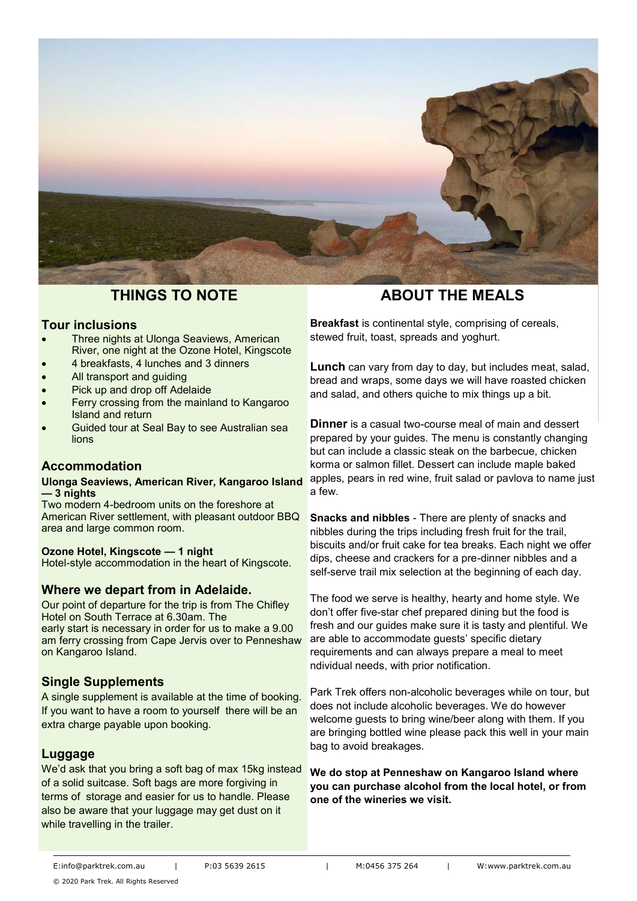## THINGS TO NOTE

### Tour inclusions

- Three nights at Ulonga Seaviews, American River, one night at the Ozone Hotel, Kingscote
- 4 breakfasts, 4 lunches and 3 dinners
- All transport and guiding
- Pick up and drop off Adelaide
- Ferry crossing from the mainland to Kangaroo Island and return
- Guided tour at Seal Bay to see Australian sea lions

### Accommodation

**Ulonga Seaviews, American River, Kangaroo Island — 3 nights**
Two modern 4-bedroom units on the foreshore at American River settlement, with pleasant outdoor BBQ area and large common room.

**Ozone Hotel, Kingscote — 1 night**
Hotel-style accommodation in the heart of Kingscote.

### Where we depart from in Adelaide.

Our point of departure for the trip is from The Chifley Hotel on South Terrace at 6.30am. The early start is necessary in order for us to make a 9.00 am ferry crossing from Cape Jervis over to Penneshaw on Kangaroo Island.

### Single Supplements

A single supplement is available at the time of booking. If you want to have a room to yourself there will be an extra charge payable upon booking.

### Luggage

We'd ask that you bring a soft bag of max 15kg instead of a solid suitcase. Soft bags are more forgiving in terms of storage and easier for us to handle. Please also be aware that your luggage may get dust on it while travelling in the trailer.

## ABOUT THE MEALS

**Breakfast** is continental style, comprising of cereals, stewed fruit, toast, spreads and yoghurt.

**Lunch** can vary from day to day, but includes meat, salad, bread and wraps, some days we will have roasted chicken and salad, and others quiche to mix things up a bit.

**Dinner** is a casual two-course meal of main and dessert prepared by your guides. The menu is constantly changing but can include a classic steak on the barbecue, chicken korma or salmon fillet. Dessert can include maple baked apples, pears in red wine, fruit salad or pavlova to name just a few.

**Snacks and nibbles** - There are plenty of snacks and nibbles during the trips including fresh fruit for the trail, biscuits and/or fruit cake for tea breaks. Each night we offer dips, cheese and crackers for a pre-dinner nibbles and a self-serve trail mix selection at the beginning of each day.

The food we serve is healthy, hearty and home style. We don't offer five-star chef prepared dining but the food is fresh and our guides make sure it is tasty and plentiful. We are able to accommodate guests' specific dietary requirements and can always prepare a meal to meet ndividual needs, with prior notification.

Park Trek offers non-alcoholic beverages while on tour, but does not include alcoholic beverages. We do however welcome guests to bring wine/beer along with them. If you are bringing bottled wine please pack this well in your main bag to avoid breakages.

**We do stop at Penneshaw on Kangaroo Island where you can purchase alcohol from the local hotel, or from one of the wineries we visit.**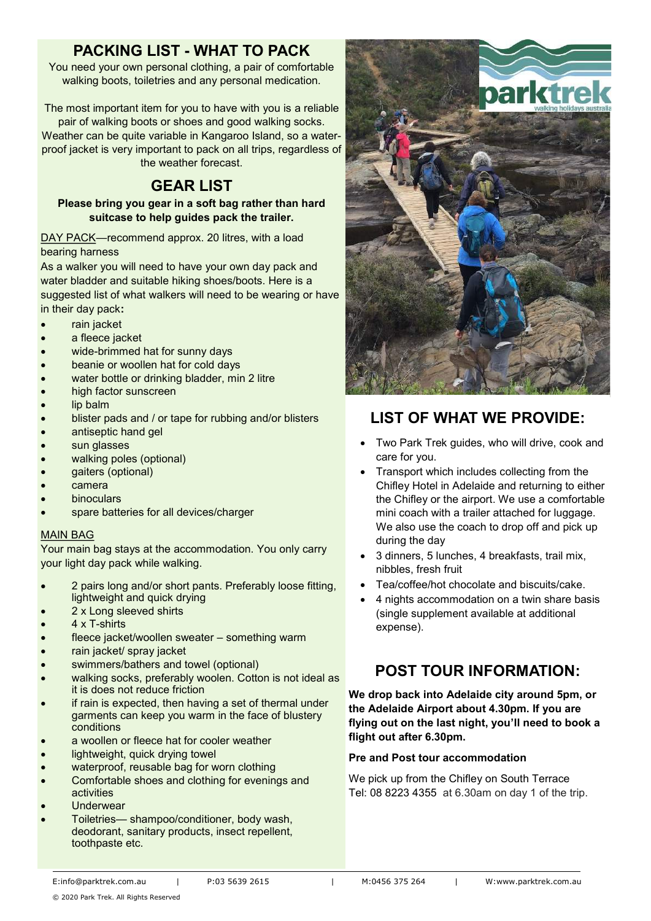## PACKING LIST - WHAT TO PACK

You need your own personal clothing, a pair of comfortable walking boots, toiletries and any personal medication.

The most important item for you to have with you is a reliable pair of walking boots or shoes and good walking socks. Weather can be quite variable in Kangaroo Island, so a water-proof jacket is very important to pack on all trips, regardless of the weather forecast.

## GEAR LIST

**Please bring you gear in a soft bag rather than hard suitcase to help guides pack the trailer.**

DAY PACK—recommend approx. 20 litres, with a load bearing harness

As a walker you will need to have your own day pack and water bladder and suitable hiking shoes/boots. Here is a suggested list of what walkers will need to be wearing or have in their day pack**:**

- rain jacket
- a fleece jacket
- wide-brimmed hat for sunny days
- beanie or woollen hat for cold days
- water bottle or drinking bladder, min 2 litre
- high factor sunscreen
- lip balm
- blister pads and / or tape for rubbing and/or blisters
- antiseptic hand gel
- sun glasses
- walking poles (optional)
- gaiters (optional)
- camera
- binoculars
- spare batteries for all devices/charger

MAIN BAG

Your main bag stays at the accommodation. You only carry your light day pack while walking.

- 2 pairs long and/or short pants. Preferably loose fitting, lightweight and quick drying
- 2 x Long sleeved shirts
- 4 x T-shirts
- fleece jacket/woollen sweater – something warm
- rain jacket/ spray jacket
- swimmers/bathers and towel (optional)
- walking socks, preferably woolen. Cotton is not ideal as it is does not reduce friction
- if rain is expected, then having a set of thermal under garments can keep you warm in the face of blustery conditions
- a woollen or fleece hat for cooler weather
- lightweight, quick drying towel
- waterproof, reusable bag for worn clothing
- Comfortable shoes and clothing for evenings and activities
- Underwear
- Toiletries— shampoo/conditioner, body wash, deodorant, sanitary products, insect repellent, toothpaste etc.

## LIST OF WHAT WE PROVIDE:

- Two Park Trek guides, who will drive, cook and care for you.
- Transport which includes collecting from the Chifley Hotel in Adelaide and returning to either the Chifley or the airport. We use a comfortable mini coach with a trailer attached for luggage. We also use the coach to drop off and pick up during the day
- 3 dinners, 5 lunches, 4 breakfasts, trail mix, nibbles, fresh fruit
- Tea/coffee/hot chocolate and biscuits/cake.
- 4 nights accommodation on a twin share basis (single supplement available at additional expense).

## POST TOUR INFORMATION:

**We drop back into Adelaide city around 5pm, or the Adelaide Airport about 4.30pm. If you are flying out on the last night, you'll need to book a flight out after 6.30pm.**

**Pre and Post tour accommodation**

We pick up from the Chifley on South Terrace Tel: 08 8223 4355 at 6.30am on day 1 of the trip.

E:info@parktrek.com.au | P:03 5639 2615 | M:0456 375 264 | W:www.parktrek.com.au

© 2020 Park Trek. All Rights Reserved